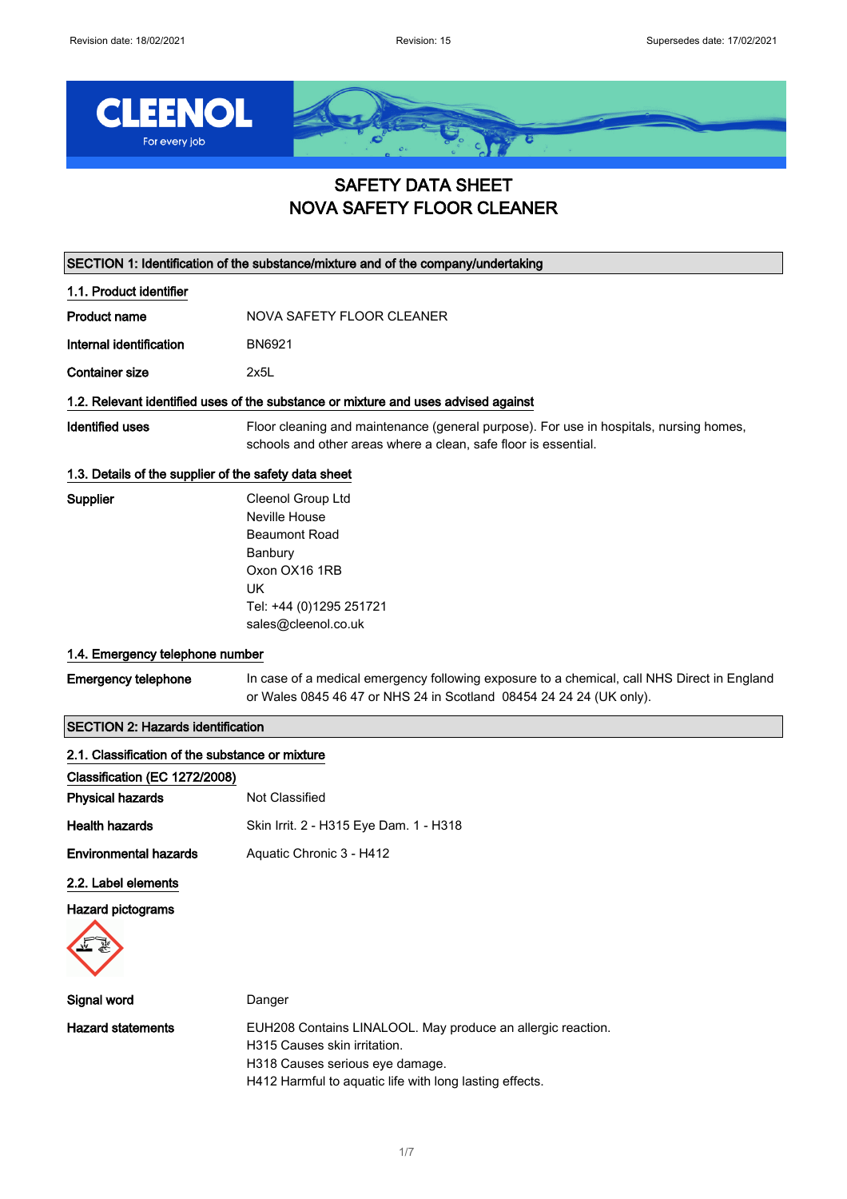# SAFETY DATA SHEET
# NOVA SAFETY FLOOR CLEANER

## SECTION 1: Identification of the substance/mixture and of the company/undertaking

### 1.1. Product identifier

| | |
|---|---|
| **Product name** | NOVA SAFETY FLOOR CLEANER |
| **Internal identification** | BN6921 |
| **Container size** | 2x5L |

### 1.2. Relevant identified uses of the substance or mixture and uses advised against

**Identified uses** Floor cleaning and maintenance (general purpose). For use in hospitals, nursing homes, schools and other areas where a clean, safe floor is essential.

### 1.3. Details of the supplier of the safety data sheet

**Supplier**
Cleenol Group Ltd
Neville House
Beaumont Road
Banbury
Oxon OX16 1RB
UK
Tel: +44 (0)1295 251721
sales@cleenol.co.uk

### 1.4. Emergency telephone number

**Emergency telephone** In case of a medical emergency following exposure to a chemical, call NHS Direct in England or Wales 0845 46 47 or NHS 24 in Scotland 08454 24 24 24 (UK only).

## SECTION 2: Hazards identification

### 2.1. Classification of the substance or mixture

**Classification (EC 1272/2008)**

| | |
|---|---|
| **Physical hazards** | Not Classified |
| **Health hazards** | Skin Irrit. 2 - H315 Eye Dam. 1 - H318 |
| **Environmental hazards** | Aquatic Chronic 3 - H412 |

### 2.2. Label elements

**Hazard pictograms**

**Signal word** Danger

**Hazard statements**
EUH208 Contains LINALOOL. May produce an allergic reaction.
H315 Causes skin irritation.
H318 Causes serious eye damage.
H412 Harmful to aquatic life with long lasting effects.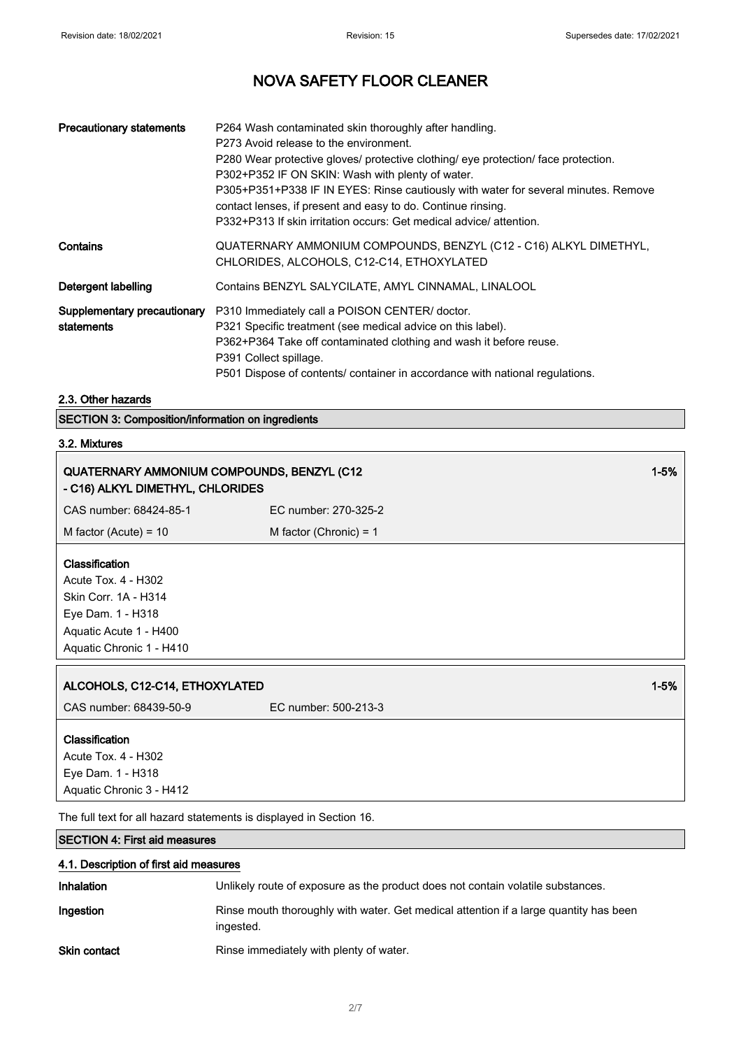# NOVA SAFETY FLOOR CLEANER

| | |
|---|---|
| **Precautionary statements** | P264 Wash contaminated skin thoroughly after handling.<br>P273 Avoid release to the environment.<br>P280 Wear protective gloves/ protective clothing/ eye protection/ face protection.<br>P302+P352 IF ON SKIN: Wash with plenty of water.<br>P305+P351+P338 IF IN EYES: Rinse cautiously with water for several minutes. Remove contact lenses, if present and easy to do. Continue rinsing.<br>P332+P313 If skin irritation occurs: Get medical advice/ attention. |
| **Contains** | QUATERNARY AMMONIUM COMPOUNDS, BENZYL (C12 - C16) ALKYL DIMETHYL, CHLORIDES, ALCOHOLS, C12-C14, ETHOXYLATED |
| **Detergent labelling** | Contains BENZYL SALYCILATE, AMYL CINNAMAL, LINALOOL |
| **Supplementary precautionary statements** | P310 Immediately call a POISON CENTER/ doctor.<br>P321 Specific treatment (see medical advice on this label).<br>P362+P364 Take off contaminated clothing and wash it before reuse.<br>P391 Collect spillage.<br>P501 Dispose of contents/ container in accordance with national regulations. |

## 2.3. Other hazards

## SECTION 3: Composition/information on ingredients

### 3.2. Mixtures

**QUATERNARY AMMONIUM COMPOUNDS, BENZYL (C12 - C16) ALKYL DIMETHYL, CHLORIDES** — 1-5%

| | |
|---|---|
| CAS number: 68424-85-1 | EC number: 270-325-2 |
| M factor (Acute) = 10 | M factor (Chronic) = 1 |

**Classification**
Acute Tox. 4 - H302
Skin Corr. 1A - H314
Eye Dam. 1 - H318
Aquatic Acute 1 - H400
Aquatic Chronic 1 - H410

**ALCOHOLS, C12-C14, ETHOXYLATED** — 1-5%

| | |
|---|---|
| CAS number: 68439-50-9 | EC number: 500-213-3 |

**Classification**
Acute Tox. 4 - H302
Eye Dam. 1 - H318
Aquatic Chronic 3 - H412

The full text for all hazard statements is displayed in Section 16.

## SECTION 4: First aid measures

### 4.1. Description of first aid measures

| | |
|---|---|
| **Inhalation** | Unlikely route of exposure as the product does not contain volatile substances. |
| **Ingestion** | Rinse mouth thoroughly with water. Get medical attention if a large quantity has been ingested. |
| **Skin contact** | Rinse immediately with plenty of water. |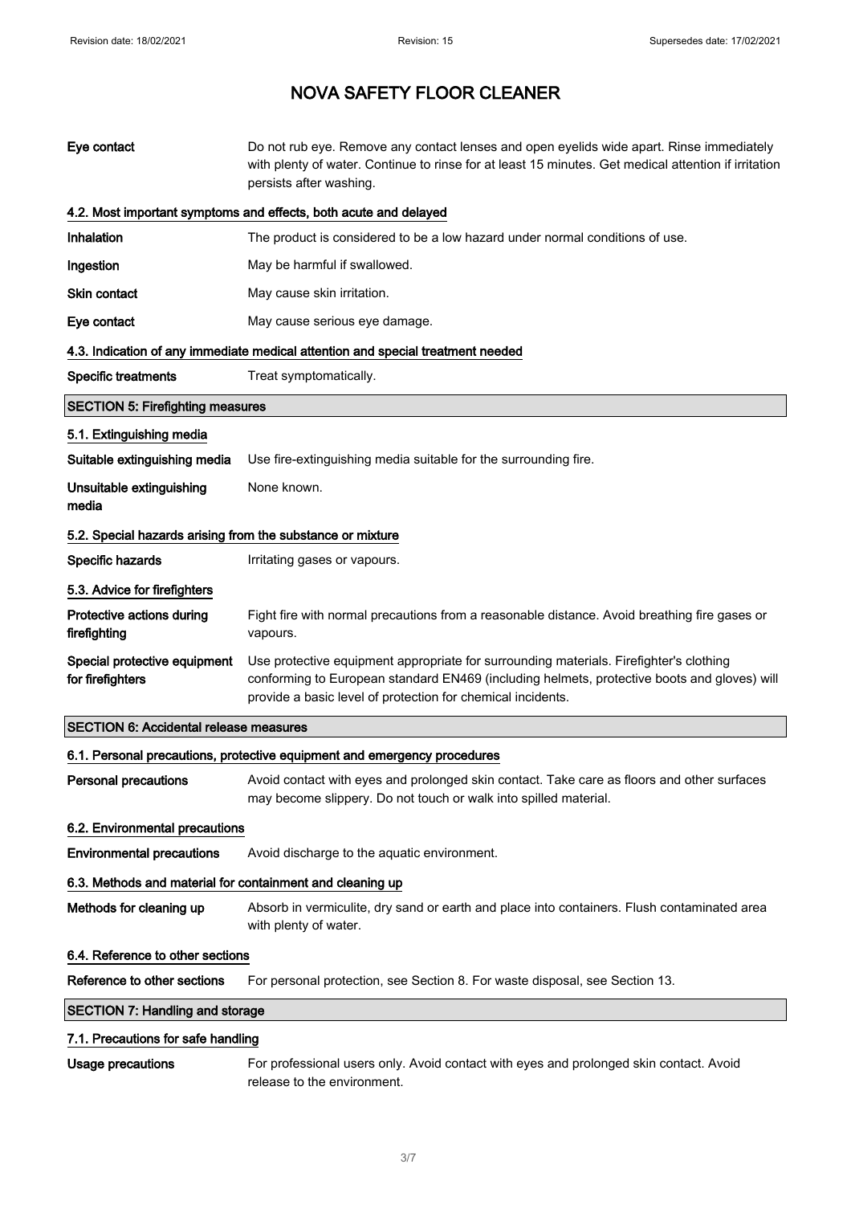| | |
|---|---|
| **Eye contact** | Do not rub eye. Remove any contact lenses and open eyelids wide apart. Rinse immediately with plenty of water. Continue to rinse for at least 15 minutes. Get medical attention if irritation persists after washing. |

### 4.2. Most important symptoms and effects, both acute and delayed

| | |
|---|---|
| **Inhalation** | The product is considered to be a low hazard under normal conditions of use. |
| **Ingestion** | May be harmful if swallowed. |
| **Skin contact** | May cause skin irritation. |
| **Eye contact** | May cause serious eye damage. |

### 4.3. Indication of any immediate medical attention and special treatment needed

| | |
|---|---|
| **Specific treatments** | Treat symptomatically. |

## SECTION 5: Firefighting measures

### 5.1. Extinguishing media

| | |
|---|---|
| **Suitable extinguishing media** | Use fire-extinguishing media suitable for the surrounding fire. |
| **Unsuitable extinguishing media** | None known. |

### 5.2. Special hazards arising from the substance or mixture

| | |
|---|---|
| **Specific hazards** | Irritating gases or vapours. |

### 5.3. Advice for firefighters

| | |
|---|---|
| **Protective actions during firefighting** | Fight fire with normal precautions from a reasonable distance. Avoid breathing fire gases or vapours. |
| **Special protective equipment for firefighters** | Use protective equipment appropriate for surrounding materials. Firefighter's clothing conforming to European standard EN469 (including helmets, protective boots and gloves) will provide a basic level of protection for chemical incidents. |

## SECTION 6: Accidental release measures

### 6.1. Personal precautions, protective equipment and emergency procedures

| | |
|---|---|
| **Personal precautions** | Avoid contact with eyes and prolonged skin contact. Take care as floors and other surfaces may become slippery. Do not touch or walk into spilled material. |

### 6.2. Environmental precautions

| | |
|---|---|
| **Environmental precautions** | Avoid discharge to the aquatic environment. |

### 6.3. Methods and material for containment and cleaning up

| | |
|---|---|
| **Methods for cleaning up** | Absorb in vermiculite, dry sand or earth and place into containers. Flush contaminated area with plenty of water. |

### 6.4. Reference to other sections

| | |
|---|---|
| **Reference to other sections** | For personal protection, see Section 8. For waste disposal, see Section 13. |

## SECTION 7: Handling and storage

### 7.1. Precautions for safe handling

| | |
|---|---|
| **Usage precautions** | For professional users only. Avoid contact with eyes and prolonged skin contact. Avoid release to the environment. |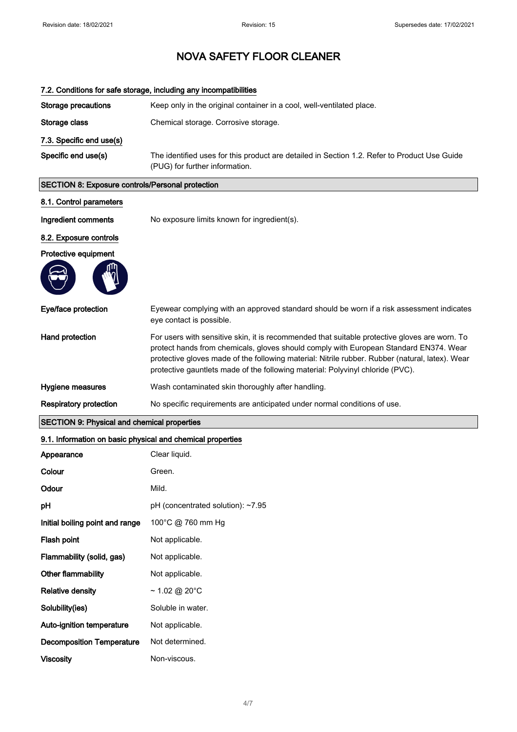# NOVA SAFETY FLOOR CLEANER

### 7.2. Conditions for safe storage, including any incompatibilities

**Storage precautions** Keep only in the original container in a cool, well-ventilated place.

**Storage class** Chemical storage. Corrosive storage.

### 7.3. Specific end use(s)

**Specific end use(s)** The identified uses for this product are detailed in Section 1.2. Refer to Product Use Guide (PUG) for further information.

## SECTION 8: Exposure controls/Personal protection

### 8.1. Control parameters

**Ingredient comments** No exposure limits known for ingredient(s).

### 8.2. Exposure controls

**Protective equipment**

**Eye/face protection** Eyewear complying with an approved standard should be worn if a risk assessment indicates eye contact is possible.

**Hand protection** For users with sensitive skin, it is recommended that suitable protective gloves are worn. To protect hands from chemicals, gloves should comply with European Standard EN374. Wear protective gloves made of the following material: Nitrile rubber. Rubber (natural, latex). Wear protective gauntlets made of the following material: Polyvinyl chloride (PVC).

**Hygiene measures** Wash contaminated skin thoroughly after handling.

**Respiratory protection** No specific requirements are anticipated under normal conditions of use.

## SECTION 9: Physical and chemical properties

### 9.1. Information on basic physical and chemical properties

| Property | Value |
|---|---|
| **Appearance** | Clear liquid. |
| **Colour** | Green. |
| **Odour** | Mild. |
| **pH** | pH (concentrated solution): ~7.95 |
| **Initial boiling point and range** | 100°C @ 760 mm Hg |
| **Flash point** | Not applicable. |
| **Flammability (solid, gas)** | Not applicable. |
| **Other flammability** | Not applicable. |
| **Relative density** | ~ 1.02 @ 20°C |
| **Solubility(ies)** | Soluble in water. |
| **Auto-ignition temperature** | Not applicable. |
| **Decomposition Temperature** | Not determined. |
| **Viscosity** | Non-viscous. |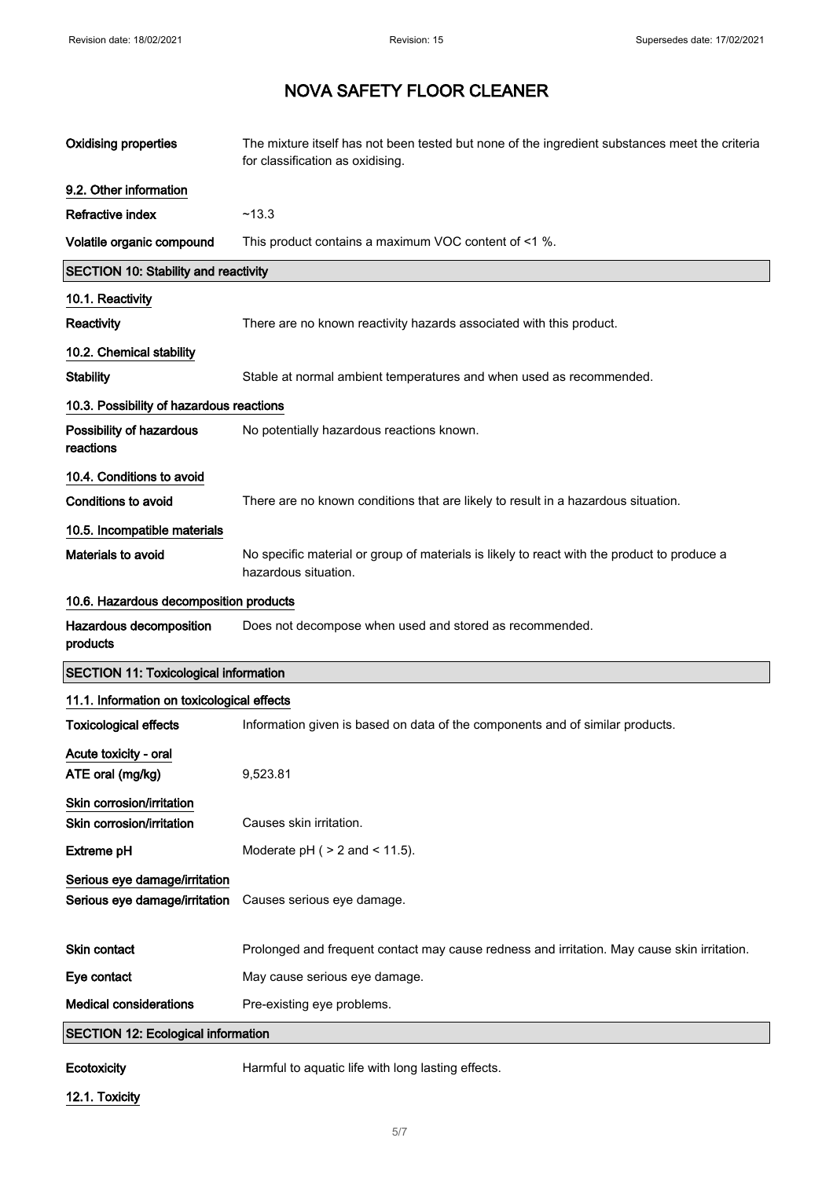# NOVA SAFETY FLOOR CLEANER

| | |
|---|---|
| **Oxidising properties** | The mixture itself has not been tested but none of the ingredient substances meet the criteria for classification as oxidising. |

**9.2. Other information**

| | |
|---|---|
| **Refractive index** | ~13.3 |
| **Volatile organic compound** | This product contains a maximum VOC content of <1 %. |

## SECTION 10: Stability and reactivity

**10.1. Reactivity**

| | |
|---|---|
| **Reactivity** | There are no known reactivity hazards associated with this product. |

**10.2. Chemical stability**

| | |
|---|---|
| **Stability** | Stable at normal ambient temperatures and when used as recommended. |

**10.3. Possibility of hazardous reactions**

| | |
|---|---|
| **Possibility of hazardous reactions** | No potentially hazardous reactions known. |

**10.4. Conditions to avoid**

| | |
|---|---|
| **Conditions to avoid** | There are no known conditions that are likely to result in a hazardous situation. |

**10.5. Incompatible materials**

| | |
|---|---|
| **Materials to avoid** | No specific material or group of materials is likely to react with the product to produce a hazardous situation. |

**10.6. Hazardous decomposition products**

| | |
|---|---|
| **Hazardous decomposition products** | Does not decompose when used and stored as recommended. |

## SECTION 11: Toxicological information

**11.1. Information on toxicological effects**

| | |
|---|---|
| **Toxicological effects** | Information given is based on data of the components and of similar products. |

**Acute toxicity - oral**

| | |
|---|---|
| **ATE oral (mg/kg)** | 9,523.81 |

**Skin corrosion/irritation**

| | |
|---|---|
| **Skin corrosion/irritation** | Causes skin irritation. |
| **Extreme pH** | Moderate pH ( > 2 and < 11.5). |

**Serious eye damage/irritation**

| | |
|---|---|
| **Serious eye damage/irritation** | Causes serious eye damage. |
| **Skin contact** | Prolonged and frequent contact may cause redness and irritation. May cause skin irritation. |
| **Eye contact** | May cause serious eye damage. |
| **Medical considerations** | Pre-existing eye problems. |

## SECTION 12: Ecological information

| | |
|---|---|
| **Ecotoxicity** | Harmful to aquatic life with long lasting effects. |

**12.1. Toxicity**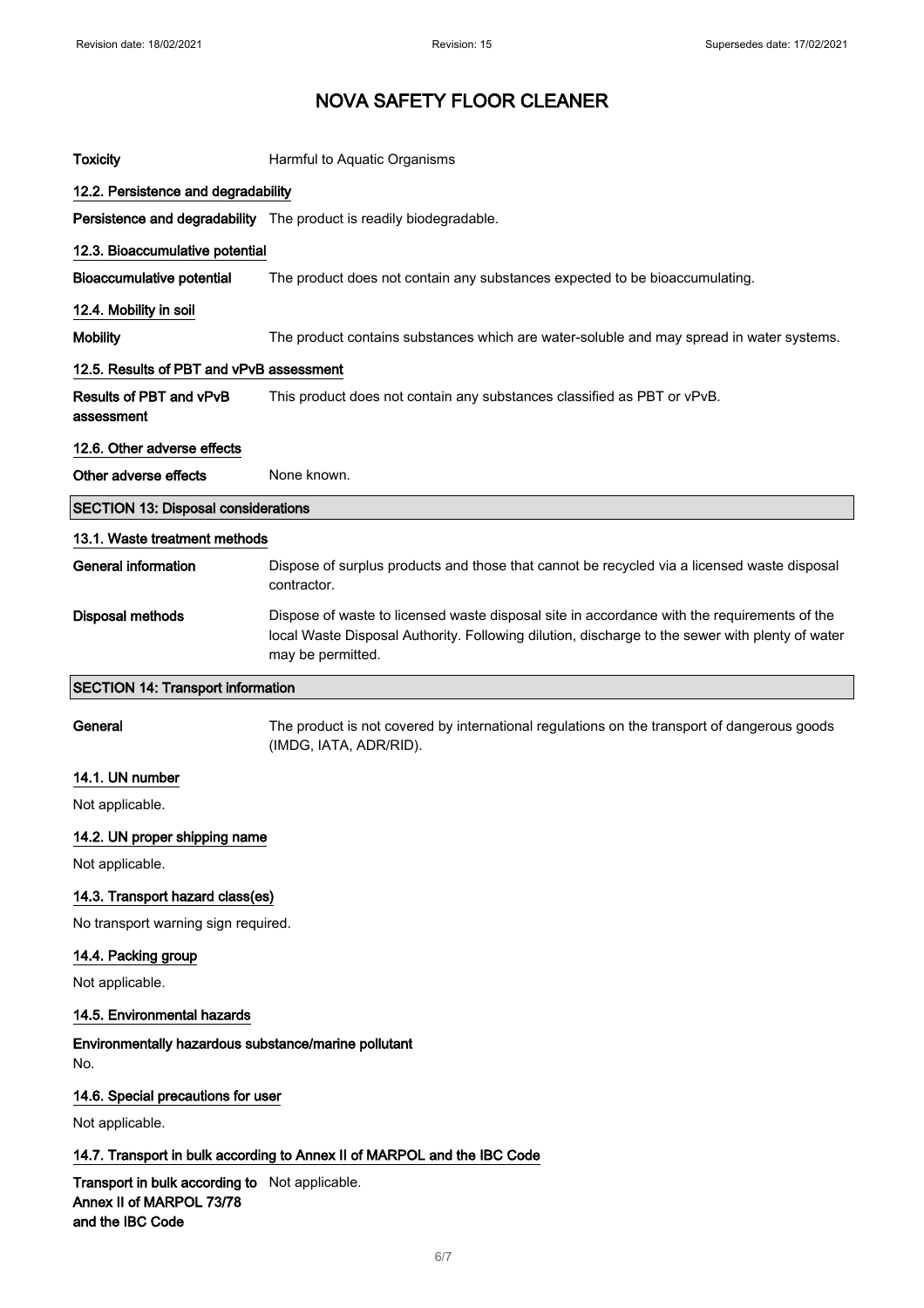# NOVA SAFETY FLOOR CLEANER

**Toxicity** Harmful to Aquatic Organisms

### 12.2. Persistence and degradability

**Persistence and degradability** The product is readily biodegradable.

### 12.3. Bioaccumulative potential

**Bioaccumulative potential** The product does not contain any substances expected to be bioaccumulating.

### 12.4. Mobility in soil

**Mobility** The product contains substances which are water-soluble and may spread in water systems.

### 12.5. Results of PBT and vPvB assessment

**Results of PBT and vPvB assessment** This product does not contain any substances classified as PBT or vPvB.

### 12.6. Other adverse effects

**Other adverse effects** None known.

## SECTION 13: Disposal considerations

### 13.1. Waste treatment methods

**General information** Dispose of surplus products and those that cannot be recycled via a licensed waste disposal contractor.

**Disposal methods** Dispose of waste to licensed waste disposal site in accordance with the requirements of the local Waste Disposal Authority. Following dilution, discharge to the sewer with plenty of water may be permitted.

## SECTION 14: Transport information

**General** The product is not covered by international regulations on the transport of dangerous goods (IMDG, IATA, ADR/RID).

### 14.1. UN number

Not applicable.

### 14.2. UN proper shipping name

Not applicable.

### 14.3. Transport hazard class(es)

No transport warning sign required.

### 14.4. Packing group

Not applicable.

### 14.5. Environmental hazards

**Environmentally hazardous substance/marine pollutant**

No.

### 14.6. Special precautions for user

Not applicable.

### 14.7. Transport in bulk according to Annex II of MARPOL and the IBC Code

**Transport in bulk according to Annex II of MARPOL 73/78 and the IBC Code** Not applicable.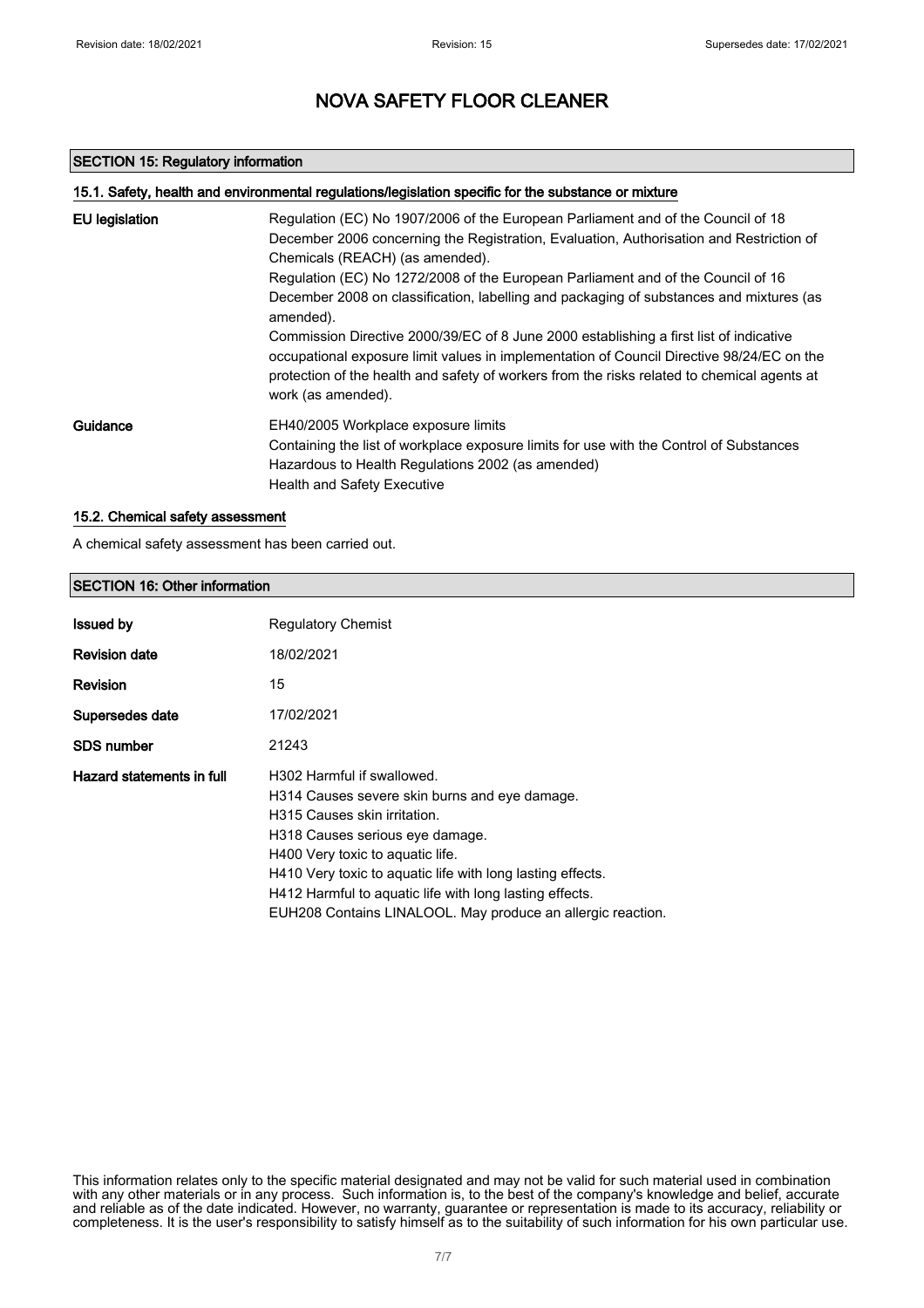# NOVA SAFETY FLOOR CLEANER

## SECTION 15: Regulatory information

### 15.1. Safety, health and environmental regulations/legislation specific for the substance or mixture

| | |
|---|---|
| **EU legislation** | Regulation (EC) No 1907/2006 of the European Parliament and of the Council of 18 December 2006 concerning the Registration, Evaluation, Authorisation and Restriction of Chemicals (REACH) (as amended). Regulation (EC) No 1272/2008 of the European Parliament and of the Council of 16 December 2008 on classification, labelling and packaging of substances and mixtures (as amended). Commission Directive 2000/39/EC of 8 June 2000 establishing a first list of indicative occupational exposure limit values in implementation of Council Directive 98/24/EC on the protection of the health and safety of workers from the risks related to chemical agents at work (as amended). |
| **Guidance** | EH40/2005 Workplace exposure limits Containing the list of workplace exposure limits for use with the Control of Substances Hazardous to Health Regulations 2002 (as amended) Health and Safety Executive |

### 15.2. Chemical safety assessment

A chemical safety assessment has been carried out.

## SECTION 16: Other information

| | |
|---|---|
| **Issued by** | Regulatory Chemist |
| **Revision date** | 18/02/2021 |
| **Revision** | 15 |
| **Supersedes date** | 17/02/2021 |
| **SDS number** | 21243 |
| **Hazard statements in full** | H302 Harmful if swallowed.<br>H314 Causes severe skin burns and eye damage.<br>H315 Causes skin irritation.<br>H318 Causes serious eye damage.<br>H400 Very toxic to aquatic life.<br>H410 Very toxic to aquatic life with long lasting effects.<br>H412 Harmful to aquatic life with long lasting effects.<br>EUH208 Contains LINALOOL. May produce an allergic reaction. |

This information relates only to the specific material designated and may not be valid for such material used in combination with any other materials or in any process. Such information is, to the best of the company's knowledge and belief, accurate and reliable as of the date indicated. However, no warranty, guarantee or representation is made to its accuracy, reliability or completeness. It is the user's responsibility to satisfy himself as to the suitability of such information for his own particular use.